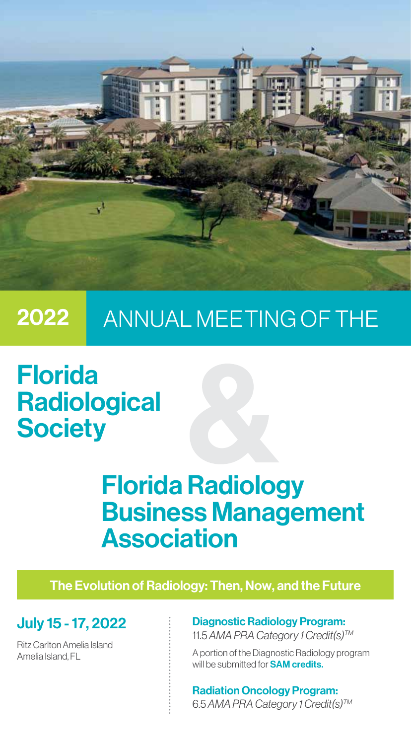**2022** ANNUAL MEETING OF THE

# Florida Radiological Society

&

# Florida Radiology Business Management Association

**The Evolution of Radiology: Then, Now, and the Future**

## July 15 - 17, 2022

Ritz Carlton Amelia Island
Amelia Island, FL

**Diagnostic Radiology Program:**
11.5 *AMA PRA Category 1 Credit(s)™*

A portion of the Diagnostic Radiology program will be submitted for **SAM credits.**

**Radiation Oncology Program:**
6.5 *AMA PRA Category 1 Credit(s)™*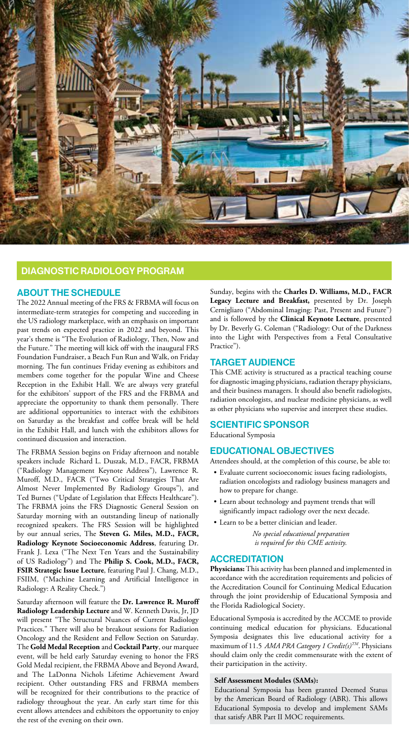## DIAGNOSTIC RADIOLOGY PROGRAM

### ABOUT THE SCHEDULE

The 2022 Annual meeting of the FRS & FRBMA will focus on intermediate-term strategies for competing and succeeding in the US radiology marketplace, with an emphasis on important past trends on expected practice in 2022 and beyond. This year's theme is "The Evolution of Radiology, Then, Now and the Future." The meeting will kick off with the inaugural FRS Foundation Fundraiser, a Beach Fun Run and Walk, on Friday morning. The fun continues Friday evening as exhibitors and members come together for the popular Wine and Cheese Reception in the Exhibit Hall. We are always very grateful for the exhibitors' support of the FRS and the FRBMA and appreciate the opportunity to thank them personally. There are additional opportunities to interact with the exhibitors on Saturday as the breakfast and coffee break will be held in the Exhibit Hall, and lunch with the exhibitors allows for continued discussion and interaction.

The FRBMA Session begins on Friday afternoon and notable speakers include Richard L. Duszak, M.D., FACR, FRBMA ("Radiology Management Keynote Address"), Lawrence R. Muroff, M.D., FACR ("Two Critical Strategies That Are Almost Never Implemented By Radiology Groups"), and Ted Burnes ("Update of Legislation that Effects Healthcare"). The FRBMA joins the FRS Diagnostic General Session on Saturday morning with an outstanding lineup of nationally recognized speakers. The FRS Session will be highlighted by our annual series, The **Steven G. Miles, M.D., FACR, Radiology Keynote Socioeconomic Address**, featuring Dr. Frank J. Lexa ("The Next Ten Years and the Sustainability of US Radiology") and The **Philip S. Cook, M.D., FACR, FSIR Strategic Issue Lecture**, featuring Paul J. Chang, M.D., FSIIM, ("Machine Learning and Artificial Intelligence in Radiology: A Reality Check.")

Saturday afternoon will feature the **Dr. Lawrence R. Muroff Radiology Leadership Lecture** and W. Kenneth Davis, Jr, JD will present "The Structural Nuances of Current Radiology Practices." There will also be breakout sessions for Radiation Oncology and the Resident and Fellow Section on Saturday. The **Gold Medal Reception** and **Cocktail Party**, our marquee event, will be held early Saturday evening to honor the FRS Gold Medal recipient, the FRBMA Above and Beyond Award, and The LaDonna Nichols Lifetime Achievement Award recipient. Other outstanding FRS and FRBMA members will be recognized for their contributions to the practice of radiology throughout the year. An early start time for this event allows attendees and exhibitors the opportunity to enjoy the rest of the evening on their own.

Sunday, begins with the **Charles D. Williams, M.D., FACR Legacy Lecture and Breakfast,** presented by Dr. Joseph Cernigliaro ("Abdominal Imaging: Past, Present and Future") and is followed by the **Clinical Keynote Lecture**, presented by Dr. Beverly G. Coleman ("Radiology: Out of the Darkness into the Light with Perspectives from a Fetal Consultative Practice").

### TARGET AUDIENCE

This CME activity is structured as a practical teaching course for diagnostic imaging physicians, radiation therapy physicians, and their business managers. It should also benefit radiologists, radiation oncologists, and nuclear medicine physicians, as well as other physicians who supervise and interpret these studies.

### SCIENTIFIC SPONSOR

Educational Symposia

### EDUCATIONAL OBJECTIVES

Attendees should, at the completion of this course, be able to:

- Evaluate current socioeconomic issues facing radiologists, radiation oncologists and radiology business managers and how to prepare for change.
- Learn about technology and payment trends that will significantly impact radiology over the next decade.
- Learn to be a better clinician and leader.

*No special educational preparation is required for this CME activity.*

### ACCREDITATION

**Physicians:** This activity has been planned and implemented in accordance with the accreditation requirements and policies of the Accreditation Council for Continuing Medical Education through the joint providership of Educational Symposia and the Florida Radiological Society.

Educational Symposia is accredited by the ACCME to provide continuing medical education for physicians. Educational Symposia designates this live educational activity for a maximum of 11.5 *AMA PRA Category 1 Credit(s)™*. Physicians should claim only the credit commensurate with the extent of their participation in the activity.

**Self Assessment Modules (SAMs):**

Educational Symposia has been granted Deemed Status by the American Board of Radiology (ABR). This allows Educational Symposia to develop and implement SAMs that satisfy ABR Part II MOC requirements.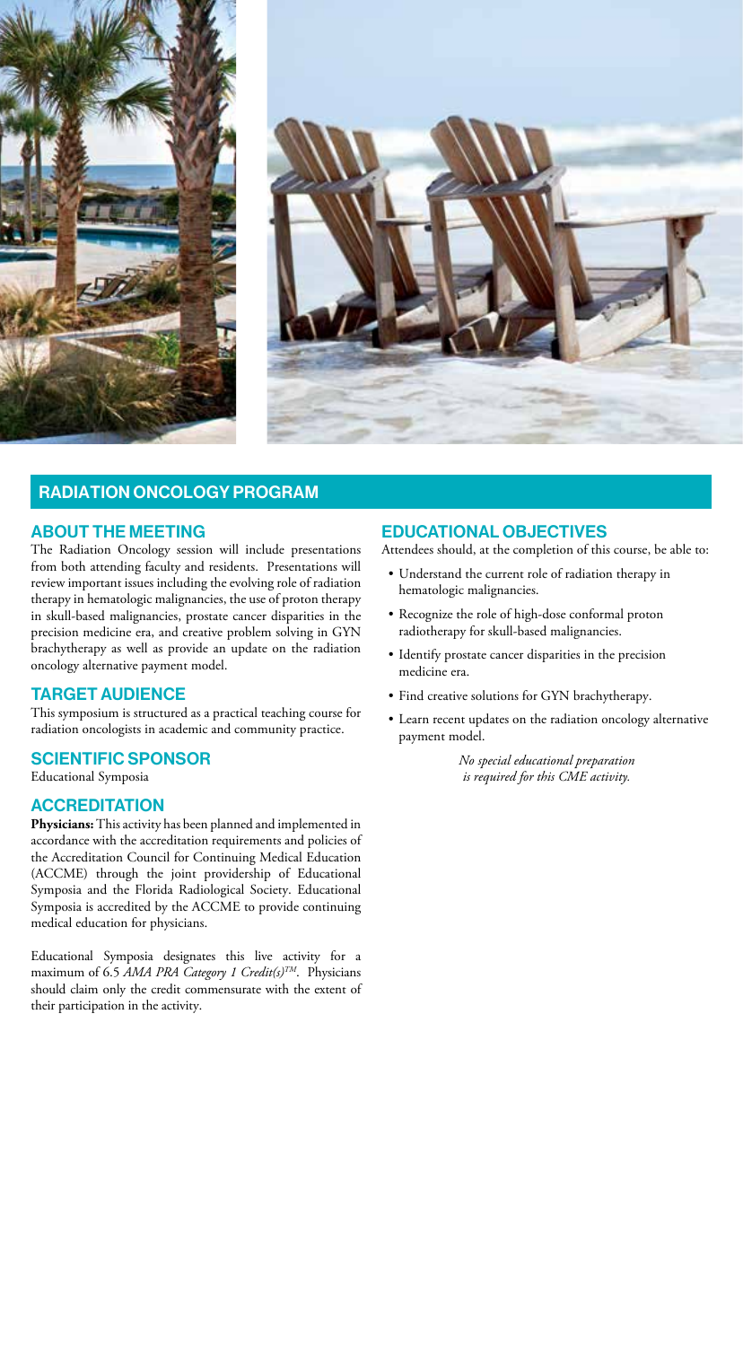## RADIATION ONCOLOGY PROGRAM

### ABOUT THE MEETING

The Radiation Oncology session will include presentations from both attending faculty and residents. Presentations will review important issues including the evolving role of radiation therapy in hematologic malignancies, the use of proton therapy in skull-based malignancies, prostate cancer disparities in the precision medicine era, and creative problem solving in GYN brachytherapy as well as provide an update on the radiation oncology alternative payment model.

### TARGET AUDIENCE

This symposium is structured as a practical teaching course for radiation oncologists in academic and community practice.

### SCIENTIFIC SPONSOR

Educational Symposia

### ACCREDITATION

**Physicians:** This activity has been planned and implemented in accordance with the accreditation requirements and policies of the Accreditation Council for Continuing Medical Education (ACCME) through the joint providership of Educational Symposia and the Florida Radiological Society. Educational Symposia is accredited by the ACCME to provide continuing medical education for physicians.

Educational Symposia designates this live activity for a maximum of 6.5 *AMA PRA Category 1 Credit(s)™*. Physicians should claim only the credit commensurate with the extent of their participation in the activity.

### EDUCATIONAL OBJECTIVES

Attendees should, at the completion of this course, be able to:

- Understand the current role of radiation therapy in hematologic malignancies.
- Recognize the role of high-dose conformal proton radiotherapy for skull-based malignancies.
- Identify prostate cancer disparities in the precision medicine era.
- Find creative solutions for GYN brachytherapy.
- Learn recent updates on the radiation oncology alternative payment model.

*No special educational preparation is required for this CME activity.*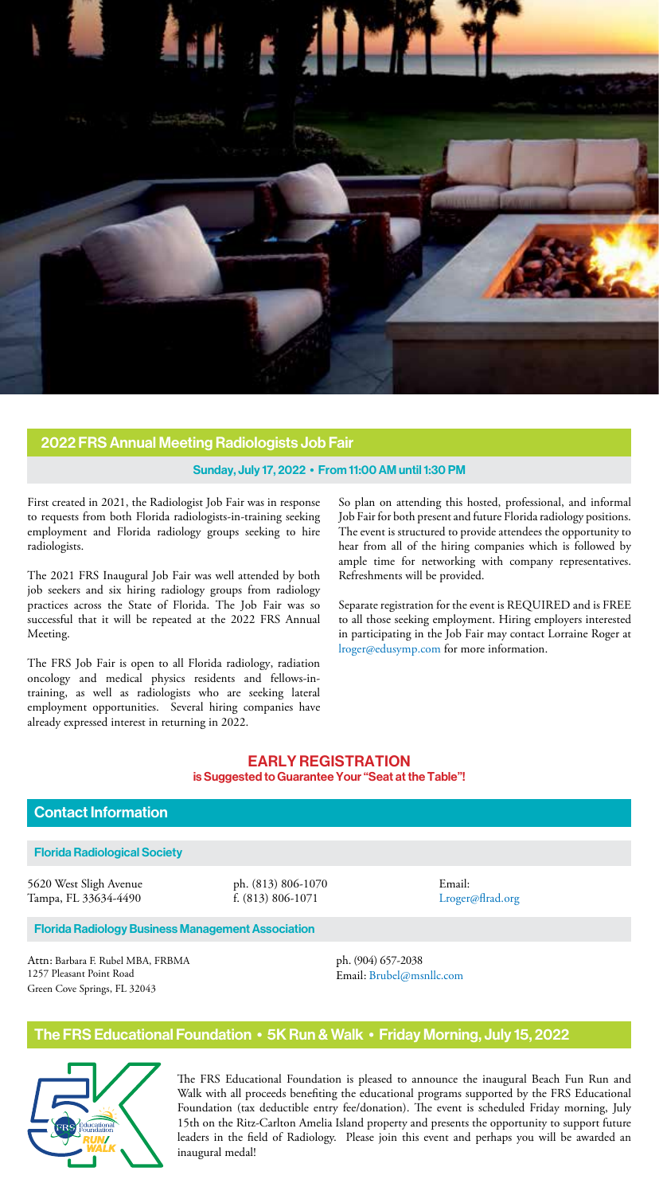## 2022 FRS Annual Meeting Radiologists Job Fair

**Sunday, July 17, 2022 • From 11:00 AM until 1:30 PM**

First created in 2021, the Radiologist Job Fair was in response to requests from both Florida radiologists-in-training seeking employment and Florida radiology groups seeking to hire radiologists.

The 2021 FRS Inaugural Job Fair was well attended by both job seekers and six hiring radiology groups from radiology practices across the State of Florida. The Job Fair was so successful that it will be repeated at the 2022 FRS Annual Meeting.

The FRS Job Fair is open to all Florida radiology, radiation oncology and medical physics residents and fellows-in-training, as well as radiologists who are seeking lateral employment opportunities. Several hiring companies have already expressed interest in returning in 2022.

So plan on attending this hosted, professional, and informal Job Fair for both present and future Florida radiology positions. The event is structured to provide attendees the opportunity to hear from all of the hiring companies which is followed by ample time for networking with company representatives. Refreshments will be provided.

Separate registration for the event is REQUIRED and is FREE to all those seeking employment. Hiring employers interested in participating in the Job Fair may contact Lorraine Roger at lroger@edusymp.com for more information.

**EARLY REGISTRATION**
**is Suggested to Guarantee Your "Seat at the Table"!**

## Contact Information

### Florida Radiological Society

5620 West Sligh Avenue
Tampa, FL 33634-4490

ph. (813) 806-1070
f. (813) 806-1071

Email:
Lroger@flrad.org

### Florida Radiology Business Management Association

Attn: Barbara F. Rubel MBA, FRBMA
1257 Pleasant Point Road
Green Cove Springs, FL 32043

ph. (904) 657-2038
Email: Brubel@msnllc.com

## The FRS Educational Foundation • 5K Run & Walk • Friday Morning, July 15, 2022

The FRS Educational Foundation is pleased to announce the inaugural Beach Fun Run and Walk with all proceeds benefiting the educational programs supported by the FRS Educational Foundation (tax deductible entry fee/donation). The event is scheduled Friday morning, July 15th on the Ritz-Carlton Amelia Island property and presents the opportunity to support future leaders in the field of Radiology. Please join this event and perhaps you will be awarded an inaugural medal!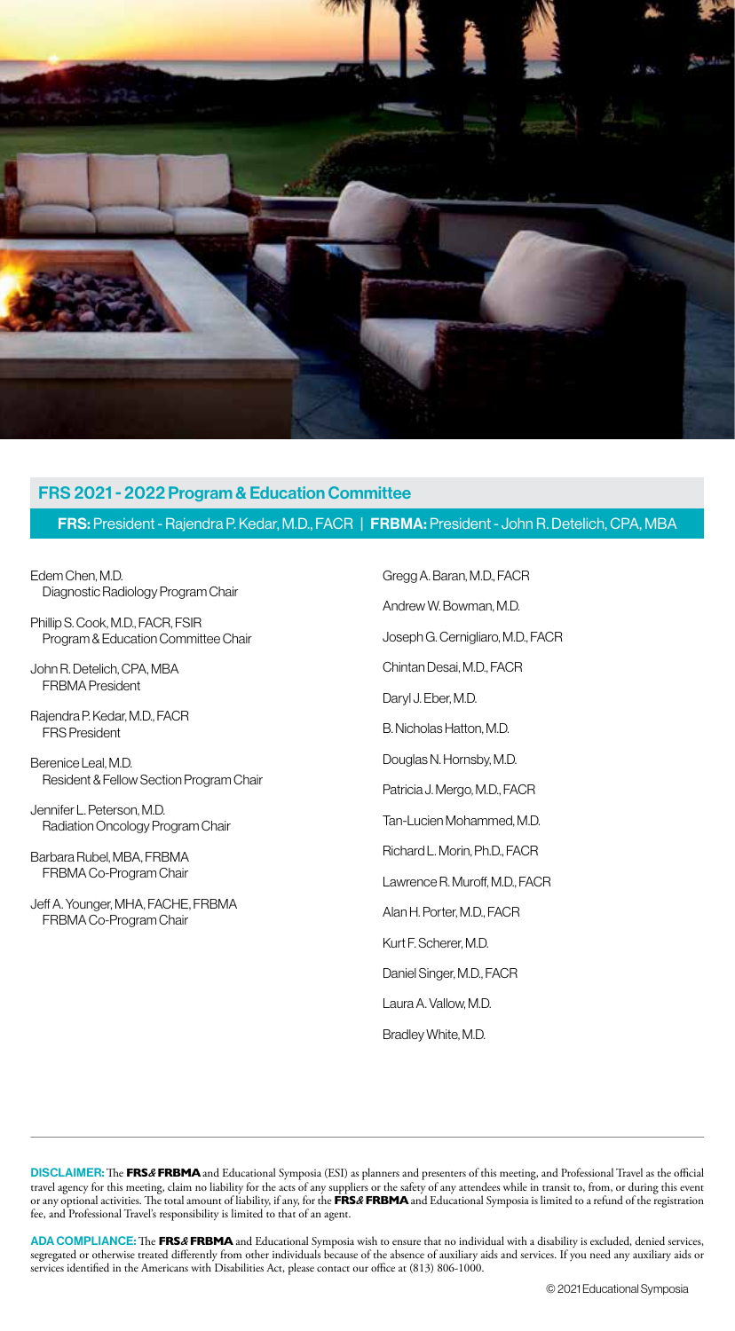## FRS 2021 - 2022 Program & Education Committee

**FRS:** President - Rajendra P. Kedar, M.D., FACR | **FRBMA:** President - John R. Detelich, CPA, MBA

Edem Chen, M.D.
Diagnostic Radiology Program Chair

Phillip S. Cook, M.D., FACR, FSIR
Program & Education Committee Chair

John R. Detelich, CPA, MBA
FRBMA President

Rajendra P. Kedar, M.D., FACR
FRS President

Berenice Leal, M.D.
Resident & Fellow Section Program Chair

Jennifer L. Peterson, M.D.
Radiation Oncology Program Chair

Barbara Rubel, MBA, FRBMA
FRBMA Co-Program Chair

Jeff A. Younger, MHA, FACHE, FRBMA
FRBMA Co-Program Chair

Gregg A. Baran, M.D., FACR

Andrew W. Bowman, M.D.

Joseph G. Cernigliaro, M.D., FACR

Chintan Desai, M.D., FACR

Daryl J. Eber, M.D.

B. Nicholas Hatton, M.D.

Douglas N. Hornsby, M.D.

Patricia J. Mergo, M.D., FACR

Tan-Lucien Mohammed, M.D.

Richard L. Morin, Ph.D., FACR

Lawrence R. Muroff, M.D., FACR

Alan H. Porter, M.D., FACR

Kurt F. Scherer, M.D.

Daniel Singer, M.D., FACR

Laura A. Vallow, M.D.

Bradley White, M.D.

---

**DISCLAIMER:** The **FRS & FRBMA** and Educational Symposia (ESI) as planners and presenters of this meeting, and Professional Travel as the official travel agency for this meeting, claim no liability for the acts of any suppliers or the safety of any attendees while in transit to, from, or during this event or any optional activities. The total amount of liability, if any, for the **FRS & FRBMA** and Educational Symposia is limited to a refund of the registration fee, and Professional Travel's responsibility is limited to that of an agent.

**ADA COMPLIANCE:** The **FRS & FRBMA** and Educational Symposia wish to ensure that no individual with a disability is excluded, denied services, segregated or otherwise treated differently from other individuals because of the absence of auxiliary aids and services. If you need any auxiliary aids or services identified in the Americans with Disabilities Act, please contact our office at (813) 806-1000.

© 2021 Educational Symposia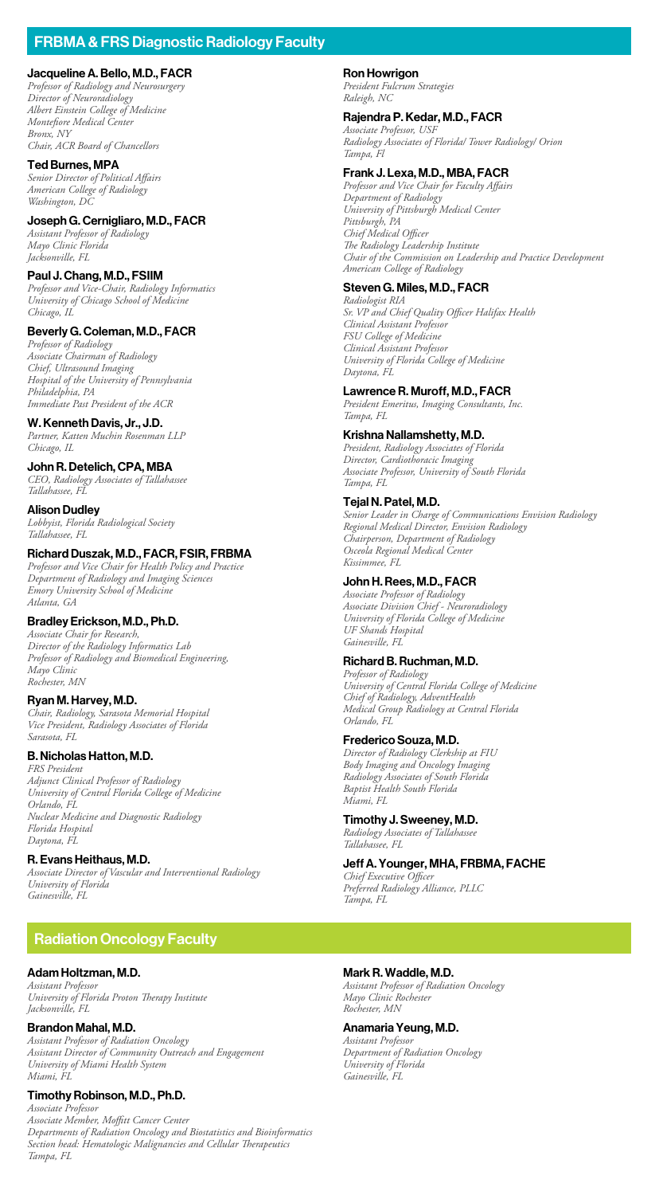## FRBMA & FRS Diagnostic Radiology Faculty

**Jacqueline A. Bello, M.D., FACR**
*Professor of Radiology and Neurosurgery*
*Director of Neuroradiology*
*Albert Einstein College of Medicine*
*Montefiore Medical Center*
*Bronx, NY*
*Chair, ACR Board of Chancellors*

**Ted Burnes, MPA**
*Senior Director of Political Affairs*
*American College of Radiology*
*Washington, DC*

**Joseph G. Cernigliaro, M.D., FACR**
*Assistant Professor of Radiology*
*Mayo Clinic Florida*
*Jacksonville, FL*

**Paul J. Chang, M.D., FSIIM**
*Professor and Vice-Chair, Radiology Informatics*
*University of Chicago School of Medicine*
*Chicago, IL*

**Beverly G. Coleman, M.D., FACR**
*Professor of Radiology*
*Associate Chairman of Radiology*
*Chief, Ultrasound Imaging*
*Hospital of the University of Pennsylvania*
*Philadelphia, PA*
*Immediate Past President of the ACR*

**W. Kenneth Davis, Jr., J.D.**
*Partner, Katten Muchin Rosenman LLP*
*Chicago, IL*

**John R. Detelich, CPA, MBA**
*CEO, Radiology Associates of Tallahassee*
*Tallahassee, FL*

**Alison Dudley**
*Lobbyist, Florida Radiological Society*
*Tallahassee, FL*

**Richard Duszak, M.D., FACR, FSIR, FRBMA**
*Professor and Vice Chair for Health Policy and Practice*
*Department of Radiology and Imaging Sciences*
*Emory University School of Medicine*
*Atlanta, GA*

**Bradley Erickson, M.D., Ph.D.**
*Associate Chair for Research,*
*Director of the Radiology Informatics Lab*
*Professor of Radiology and Biomedical Engineering,*
*Mayo Clinic*
*Rochester, MN*

**Ryan M. Harvey, M.D.**
*Chair, Radiology, Sarasota Memorial Hospital*
*Vice President, Radiology Associates of Florida*
*Sarasota, FL*

**B. Nicholas Hatton, M.D.**
*FRS President*
*Adjunct Clinical Professor of Radiology*
*University of Central Florida College of Medicine*
*Orlando, FL*
*Nuclear Medicine and Diagnostic Radiology*
*Florida Hospital*
*Daytona, FL*

**R. Evans Heithaus, M.D.**
*Associate Director of Vascular and Interventional Radiology*
*University of Florida*
*Gainesville, FL*

**Ron Howrigon**
*President Fulcrum Strategies*
*Raleigh, NC*

**Rajendra P. Kedar, M.D., FACR**
*Associate Professor, USF*
*Radiology Associates of Florida/ Tower Radiology/ Orion*
*Tampa, Fl*

**Frank J. Lexa, M.D., MBA, FACR**
*Professor and Vice Chair for Faculty Affairs*
*Department of Radiology*
*University of Pittsburgh Medical Center*
*Pittsburgh, PA*
*Chief Medical Officer*
*The Radiology Leadership Institute*
*Chair of the Commission on Leadership and Practice Development*
*American College of Radiology*

**Steven G. Miles, M.D., FACR**
*Radiologist RIA*
*Sr. VP and Chief Quality Officer Halifax Health*
*Clinical Assistant Professor*
*FSU College of Medicine*
*Clinical Assistant Professor*
*University of Florida College of Medicine*
*Daytona, FL*

**Lawrence R. Muroff, M.D., FACR**
*President Emeritus, Imaging Consultants, Inc.*
*Tampa, FL*

**Krishna Nallamshetty, M.D.**
*President, Radiology Associates of Florida*
*Director, Cardiothoracic Imaging*
*Associate Professor, University of South Florida*
*Tampa, FL*

**Tejal N. Patel, M.D.**
*Senior Leader in Charge of Communications Envision Radiology*
*Regional Medical Director, Envision Radiology*
*Chairperson, Department of Radiology*
*Osceola Regional Medical Center*
*Kissimmee, FL*

**John H. Rees, M.D., FACR**
*Associate Professor of Radiology*
*Associate Division Chief - Neuroradiology*
*University of Florida College of Medicine*
*UF Shands Hospital*
*Gainesville, FL*

**Richard B. Ruchman, M.D.**
*Professor of Radiology*
*University of Central Florida College of Medicine*
*Chief of Radiology, AdventHealth*
*Medical Group Radiology at Central Florida*
*Orlando, FL*

**Frederico Souza, M.D.**
*Director of Radiology Clerkship at FIU*
*Body Imaging and Oncology Imaging*
*Radiology Associates of South Florida*
*Baptist Health South Florida*
*Miami, FL*

**Timothy J. Sweeney, M.D.**
*Radiology Associates of Tallahassee*
*Tallahassee, FL*

**Jeff A. Younger, MHA, FRBMA, FACHE**
*Chief Executive Officer*
*Preferred Radiology Alliance, PLLC*
*Tampa, FL*

## Radiation Oncology Faculty

**Adam Holtzman, M.D.**
*Assistant Professor*
*University of Florida Proton Therapy Institute*
*Jacksonville, FL*

**Brandon Mahal, M.D.**
*Assistant Professor of Radiation Oncology*
*Assistant Director of Community Outreach and Engagement*
*University of Miami Health System*
*Miami, FL*

**Timothy Robinson, M.D., Ph.D.**
*Associate Professor*
*Associate Member, Moffitt Cancer Center*
*Departments of Radiation Oncology and Biostatistics and Bioinformatics*
*Section head: Hematologic Malignancies and Cellular Therapeutics*
*Tampa, FL*

**Mark R. Waddle, M.D.**
*Assistant Professor of Radiation Oncology*
*Mayo Clinic Rochester*
*Rochester, MN*

**Anamaria Yeung, M.D.**
*Assistant Professor*
*Department of Radiation Oncology*
*University of Florida*
*Gainesville, FL*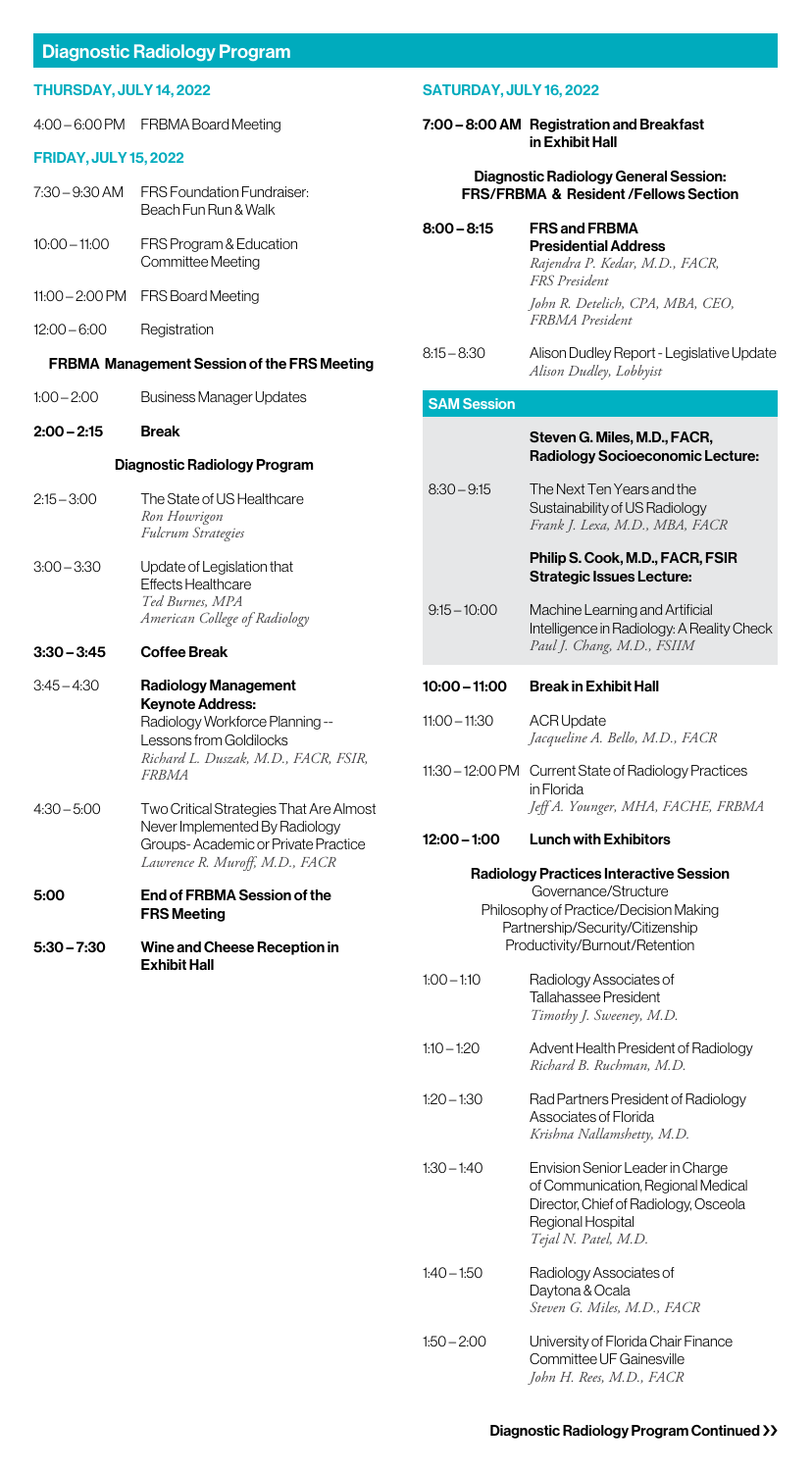# Diagnostic Radiology Program

## THURSDAY, JULY 14, 2022

4:00 – 6:00 PM FRBMA Board Meeting

## FRIDAY, JULY 15, 2022

7:30 – 9:30 AM FRS Foundation Fundraiser: Beach Fun Run & Walk

10:00 – 11:00 FRS Program & Education Committee Meeting

11:00 – 2:00 PM FRS Board Meeting

12:00 – 6:00 Registration

### FRBMA Management Session of the FRS Meeting

1:00 – 2:00 Business Manager Updates

**2:00 – 2:15 Break**

### Diagnostic Radiology Program

2:15 – 3:00 The State of US Healthcare
*Ron Howrigon*
*Fulcrum Strategies*

3:00 – 3:30 Update of Legislation that Effects Healthcare
*Ted Burnes, MPA*
*American College of Radiology*

**3:30 – 3:45 Coffee Break**

3:45 – 4:30 **Radiology Management Keynote Address:**
Radiology Workforce Planning -- Lessons from Goldilocks
*Richard L. Duszak, M.D., FACR, FSIR, FRBMA*

4:30 – 5:00 Two Critical Strategies That Are Almost Never Implemented By Radiology Groups- Academic or Private Practice
*Lawrence R. Muroff, M.D., FACR*

**5:00 End of FRBMA Session of the FRS Meeting**

**5:30 – 7:30 Wine and Cheese Reception in Exhibit Hall**

## SATURDAY, JULY 16, 2022

**7:00 – 8:00 AM Registration and Breakfast in Exhibit Hall**

### Diagnostic Radiology General Session: FRS/FRBMA & Resident /Fellows Section

8:00 – 8:15 **FRS and FRBMA Presidential Address**
*Rajendra P. Kedar, M.D., FACR, FRS President*
*John R. Detelich, CPA, MBA, CEO, FRBMA President*

8:15 – 8:30 Alison Dudley Report - Legislative Update
*Alison Dudley, Lobbyist*

### SAM Session

**Steven G. Miles, M.D., FACR, Radiology Socioeconomic Lecture:**

8:30 – 9:15 The Next Ten Years and the Sustainability of US Radiology
*Frank J. Lexa, M.D., MBA, FACR*

**Philip S. Cook, M.D., FACR, FSIR Strategic Issues Lecture:**

9:15 – 10:00 Machine Learning and Artificial Intelligence in Radiology: A Reality Check
*Paul J. Chang, M.D., FSIIM*

**10:00 – 11:00 Break in Exhibit Hall**

11:00 – 11:30 ACR Update
*Jacqueline A. Bello, M.D., FACR*

11:30 – 12:00 PM Current State of Radiology Practices in Florida
*Jeff A. Younger, MHA, FACHE, FRBMA*

**12:00 – 1:00 Lunch with Exhibitors**

### Radiology Practices Interactive Session

Governance/Structure
Philosophy of Practice/Decision Making
Partnership/Security/Citizenship
Productivity/Burnout/Retention

1:00 – 1:10 Radiology Associates of Tallahassee President
*Timothy J. Sweeney, M.D.*

1:10 – 1:20 Advent Health President of Radiology
*Richard B. Ruchman, M.D.*

1:20 – 1:30 Rad Partners President of Radiology Associates of Florida
*Krishna Nallamshetty, M.D.*

1:30 – 1:40 Envision Senior Leader in Charge of Communication, Regional Medical Director, Chief of Radiology, Osceola Regional Hospital
*Tejal N. Patel, M.D.*

1:40 – 1:50 Radiology Associates of Daytona & Ocala
*Steven G. Miles, M.D., FACR*

1:50 – 2:00 University of Florida Chair Finance Committee UF Gainesville
*John H. Rees, M.D., FACR*

**Diagnostic Radiology Program Continued ››**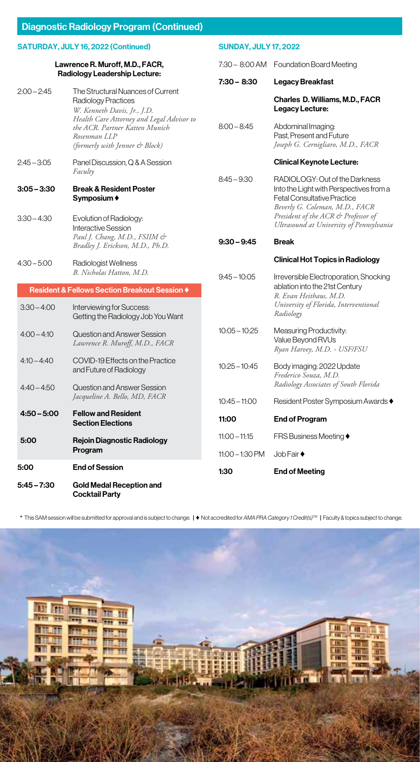## Diagnostic Radiology Program (Continued)

### SATURDAY, JULY 16, 2022 (Continued)

**Lawrence R. Muroff, M.D., FACR, Radiology Leadership Lecture:**

| | |
|---|---|
| 2:00 – 2:45 | The Structural Nuances of Current Radiology Practices<br>*W. Kenneth Davis, Jr., J.D.*<br>*Health Care Attorney and Legal Advisor to the ACR. Partner Katten Munich Rosenman LLP*<br>*(formerly with Jenner & Block)* |
| 2:45 – 3:05 | Panel Discussion, Q & A Session<br>*Faculty* |
| **3:05 – 3:30** | **Break & Resident Poster Symposium ♦** |
| 3:30 – 4:30 | Evolution of Radiology: Interactive Session<br>*Paul J. Chang, M.D., FSIIM & Bradley J. Erickson, M.D., Ph.D.* |
| 4:30 – 5:00 | Radiologist Wellness<br>*B. Nicholas Hatton, M.D.* |

**Resident & Fellows Section Breakout Session ♦**

| | |
|---|---|
| 3:30 – 4:00 | Interviewing for Success: Getting the Radiology Job You Want |
| 4:00 – 4:10 | Question and Answer Session<br>*Lawrence R. Muroff, M.D., FACR* |
| 4:10 – 4:40 | COVID-19 Effects on the Practice and Future of Radiology |
| 4:40 – 4:50 | Question and Answer Session<br>*Jacqueline A. Bello, MD, FACR* |
| **4:50 – 5:00** | **Fellow and Resident Section Elections** |
| **5:00** | **Rejoin Diagnostic Radiology Program** |
| **5:00** | **End of Session** |
| **5:45 – 7:30** | **Gold Medal Reception and Cocktail Party** |

### SUNDAY, JULY 17, 2022

| | |
|---|---|
| 7:30 – 8:00 AM | Foundation Board Meeting |
| **7:30 – 8:30** | **Legacy Breakfast** |

**Charles D. Williams, M.D., FACR Legacy Lecture:**

| | |
|---|---|
| 8:00 – 8:45 | Abdominal Imaging: Past, Present and Future<br>*Joseph G. Cernigliaro, M.D., FACR* |

**Clinical Keynote Lecture:**

| | |
|---|---|
| 8:45 – 9:30 | RADIOLOGY: Out of the Darkness Into the Light with Perspectives from a Fetal Consultative Practice<br>*Beverly G. Coleman, M.D., FACR*<br>*President of the ACR & Professor of Ultrasound at University of Pennsylvania* |
| **9:30 – 9:45** | **Break** |

**Clinical Hot Topics in Radiology**

| | |
|---|---|
| 9:45 – 10:05 | Irreversible Electroporation, Shocking ablation into the 21st Century<br>*R. Evan Heithaus, M.D.*<br>*University of Florida, Interventional Radiology* |
| 10:05 – 10:25 | Measuring Productivity: Value Beyond RVUs<br>*Ryan Harvey, M.D. - USF/FSU* |
| 10:25 – 10:45 | Body imaging: 2022 Update<br>*Frederico Souza, M.D.*<br>*Radiology Associates of South Florida* |
| 10:45 – 11:00 | Resident Poster Symposium Awards ♦ |
| **11:00** | **End of Program** |
| 11:00 – 11:15 | FRS Business Meeting ♦ |
| 11:00 – 1:30 PM | Job Fair ♦ |
| **1:30** | **End of Meeting** |

* This SAM session will be submitted for approval and is subject to change. | ♦ Not accredited for *AMA PRA Category 1 Credit(s)™* | Faculty & topics subject to change.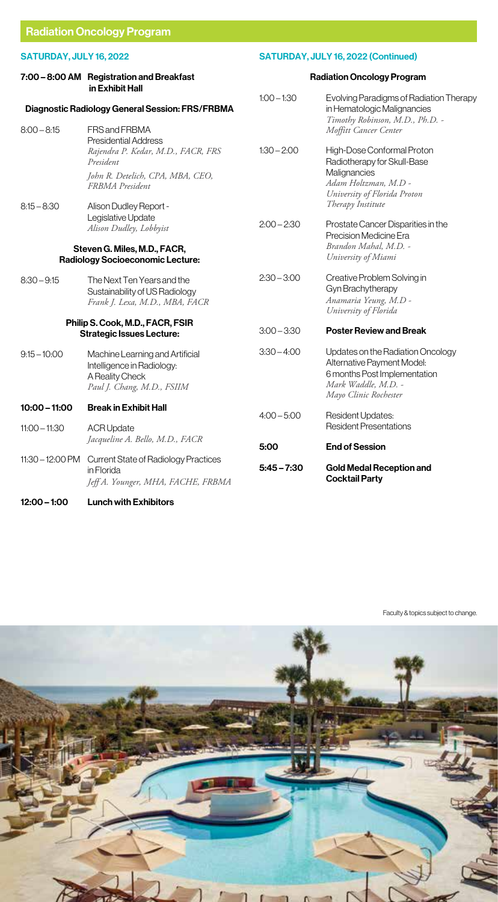# Radiation Oncology Program

## SATURDAY, JULY 16, 2022

**7:00 – 8:00 AM** **Registration and Breakfast in Exhibit Hall**

### Diagnostic Radiology General Session: FRS/FRBMA

**8:00 – 8:15** FRS and FRBMA Presidential Address
*Rajendra P. Kedar, M.D., FACR, FRS President*
*John R. Detelich, CPA, MBA, CEO, FRBMA President*

**8:15 – 8:30** Alison Dudley Report - Legislative Update
*Alison Dudley, Lobbyist*

### Steven G. Miles, M.D., FACR, Radiology Socioeconomic Lecture:

**8:30 – 9:15** The Next Ten Years and the Sustainability of US Radiology
*Frank J. Lexa, M.D., MBA, FACR*

### Philip S. Cook, M.D., FACR, FSIR Strategic Issues Lecture:

**9:15 – 10:00** Machine Learning and Artificial Intelligence in Radiology: A Reality Check
*Paul J. Chang, M.D., FSIIM*

**10:00 – 11:00** **Break in Exhibit Hall**

**11:00 – 11:30** ACR Update
*Jacqueline A. Bello, M.D., FACR*

**11:30 – 12:00 PM** Current State of Radiology Practices in Florida
*Jeff A. Younger, MHA, FACHE, FRBMA*

**12:00 – 1:00** **Lunch with Exhibitors**

## SATURDAY, JULY 16, 2022 (Continued)

### Radiation Oncology Program

**1:00 – 1:30** Evolving Paradigms of Radiation Therapy in Hematologic Malignancies
*Timothy Robinson, M.D., Ph.D. - Moffitt Cancer Center*

**1:30 – 2:00** High-Dose Conformal Proton Radiotherapy for Skull-Base Malignancies
*Adam Holtzman, M.D - University of Florida Proton Therapy Institute*

**2:00 – 2:30** Prostate Cancer Disparities in the Precision Medicine Era
*Brandon Mahal, M.D. - University of Miami*

**2:30 – 3:00** Creative Problem Solving in Gyn Brachytherapy
*Anamaria Yeung, M.D - University of Florida*

**3:00 – 3:30** **Poster Review and Break**

**3:30 – 4:00** Updates on the Radiation Oncology Alternative Payment Model: 6 months Post Implementation
*Mark Waddle, M.D. - Mayo Clinic Rochester*

**4:00 – 5:00** Resident Updates: Resident Presentations

**5:00** **End of Session**

**5:45 – 7:30** **Gold Medal Reception and Cocktail Party**

Faculty & topics subject to change.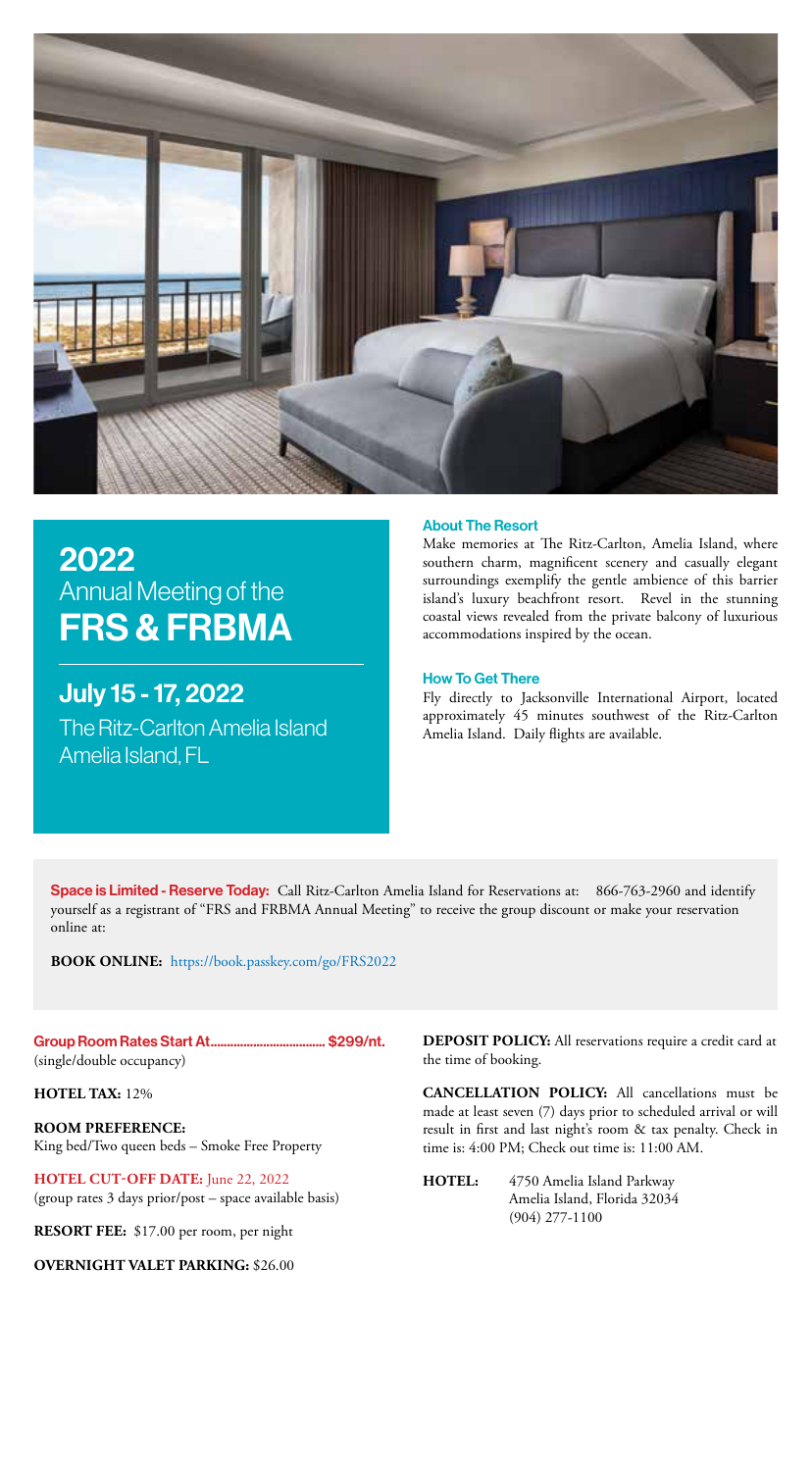# 2022
## Annual Meeting of the
# FRS & FRBMA

## July 15 - 17, 2022

The Ritz-Carlton Amelia Island
Amelia Island, FL

### About The Resort

Make memories at The Ritz-Carlton, Amelia Island, where southern charm, magnificent scenery and casually elegant surroundings exemplify the gentle ambience of this barrier island's luxury beachfront resort. Revel in the stunning coastal views revealed from the private balcony of luxurious accommodations inspired by the ocean.

### How To Get There

Fly directly to Jacksonville International Airport, located approximately 45 minutes southwest of the Ritz-Carlton Amelia Island. Daily flights are available.

**Space is Limited - Reserve Today:** Call Ritz-Carlton Amelia Island for Reservations at: 866-763-2960 and identify yourself as a registrant of "FRS and FRBMA Annual Meeting" to receive the group discount or make your reservation online at:

**BOOK ONLINE:** https://book.passkey.com/go/FRS2022

**Group Room Rates Start At.................................. $299/nt.**
(single/double occupancy)

**HOTEL TAX:** 12%

**ROOM PREFERENCE:**
King bed/Two queen beds – Smoke Free Property

**HOTEL CUT-OFF DATE:** June 22, 2022
(group rates 3 days prior/post – space available basis)

**RESORT FEE:** $17.00 per room, per night

**OVERNIGHT VALET PARKING:** $26.00

**DEPOSIT POLICY:** All reservations require a credit card at the time of booking.

**CANCELLATION POLICY:** All cancellations must be made at least seven (7) days prior to scheduled arrival or will result in first and last night's room & tax penalty. Check in time is: 4:00 PM; Check out time is: 11:00 AM.

**HOTEL:** 4750 Amelia Island Parkway
Amelia Island, Florida 32034
(904) 277-1100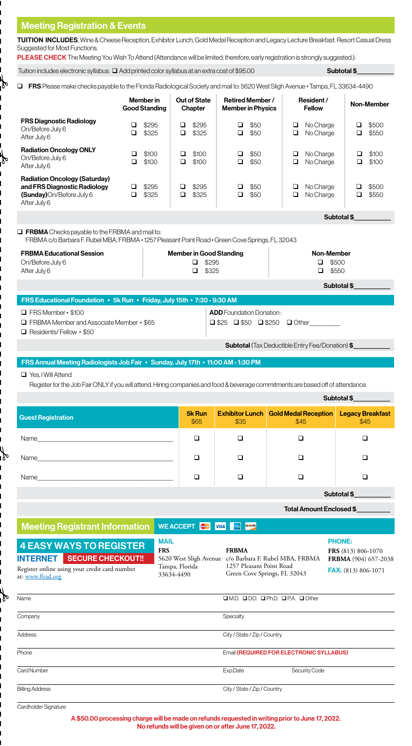## Meeting Registration & Events

**TUITION INCLUDES**, Wine & Cheese Reception, Exhibitor Lunch, Gold Medal Reception and Legacy Lecture Breakfast. Resort Casual Dress Suggested for Most Functions.

**PLEASE CHECK** The Meeting You Wish To Attend (Attendance will be limited; therefore, early registration is strongly suggested.):

Tuition includes electronic syllabus: ☐ Add printed color syllabus at an extra cost of $95.00 **Subtotal $**__________

☐ **FRS** Please make checks payable to the Florida Radiological Society and mail to: 5620 West Sligh Avenue • Tampa, FL 33634-4490

| | Member in Good Standing | Out of State Chapter | Retired Member / Member in Physics | Resident / Fellow | Non-Member |
|---|---|---|---|---|---|
| **FRS Diagnostic Radiology** On/Before July 6 | ☐ $295 | ☐ $295 | ☐ $50 | ☐ No Charge | ☐ $500 |
| After July 6 | ☐ $325 | ☐ $325 | ☐ $50 | ☐ No Charge | ☐ $550 |
| **Radiation Oncology ONLY** On/Before July 6 | ☐ $100 | ☐ $100 | ☐ $50 | ☐ No Charge | ☐ $100 |
| After July 6 | ☐ $100 | ☐ $100 | ☐ $50 | ☐ No Charge | ☐ $100 |
| **Radiation Oncology (Saturday) and FRS Diagnostic Radiology (Sunday)** On/Before July 6 | ☐ $295 | ☐ $295 | ☐ $50 | ☐ No Charge | ☐ $500 |
| After July 6 | ☐ $325 | ☐ $325 | ☐ $50 | ☐ No Charge | ☐ $550 |

**Subtotal $**__________

☐ **FRBMA** Checks payable to the FRBMA and mail to:
FRBMA c/o Barbara F. Rubel MBA, FRBMA • 1257 Pleasant Point Road • Green Cove Springs, FL 32043

| FRBMA Educational Session | Member in Good Standing | Non-Member |
|---|---|---|
| On/Before July 6 | ☐ $295 | ☐ $500 |
| After July 6 | ☐ $325 | ☐ $550 |

**Subtotal $**__________

### FRS Educational Foundation • 5k Run • Friday, July 15th • 7:30 - 9:30 AM

☐ FRS Member • $100
☐ FRBMA Member and Associate Member • $65
☐ Residents/ Fellow • $50

**ADD** Foundation Donation: ☐ $25 ☐ $50 ☐ $250 ☐ Other________

**Subtotal** (Tax Deductible Entry Fee/Donation) **$**__________

### FRS Annual Meeting Radiologists Job Fair • Sunday, July 17th • 11:00 AM - 1:30 PM

☐ Yes, I Will Attend

Register for the Job Fair ONLY if you will attend. Hiring companies and food & beverage commitments are based off of attendance.

**Subtotal $**__________

| Guest Registration | 5k Run $65 | Exhibitor Lunch $35 | Gold Medal Reception $45 | Legacy Breakfast $45 |
|---|---|---|---|---|
| Name________________ | ☐ | ☐ | ☐ | ☐ |
| Name________________ | ☐ | ☐ | ☐ | ☐ |
| Name________________ | ☐ | ☐ | ☐ | ☐ |

**Subtotal $**__________

**Total Amount Enclosed $**__________

## Meeting Registrant Information

WE ACCEPT

### 4 EASY WAYS TO REGISTER

**INTERNET** **SECURE CHECKOUT!!**
Register online using your credit card number at: www.flrad.org

**MAIL**
**FRS**
5620 West Sligh Avenue
Tampa, Florida
33634-4490

**FRBMA**
c/o Barbara F. Rubel MBA, FRBMA
1257 Pleasant Point Road
Green Cove Springs, FL 32043

**PHONE:**
**FRS** (813) 806-1070
**FRBMA** (904) 657-2038
**FAX:** (813) 806-1071

Name ________________ ☐ M.D. ☐ D.O. ☐ Ph.D. ☐ P.A. ☐ Other

Company ________________ Specialty ________________

Address ________________ City / State / Zip / Country ________________

Phone ________________ Email **(REQUIRED FOR ELECTRONIC SYLLABUS)** ________________

Card Number ________________ Exp.Date ________ Security Code ________

Billing Address ________________ City / State / Zip / Country ________________

Cardholder Signature ________________

**A $50.00 processing charge will be made on refunds requested in writing prior to June 17, 2022. No refunds will be given on or after June 17, 2022.**